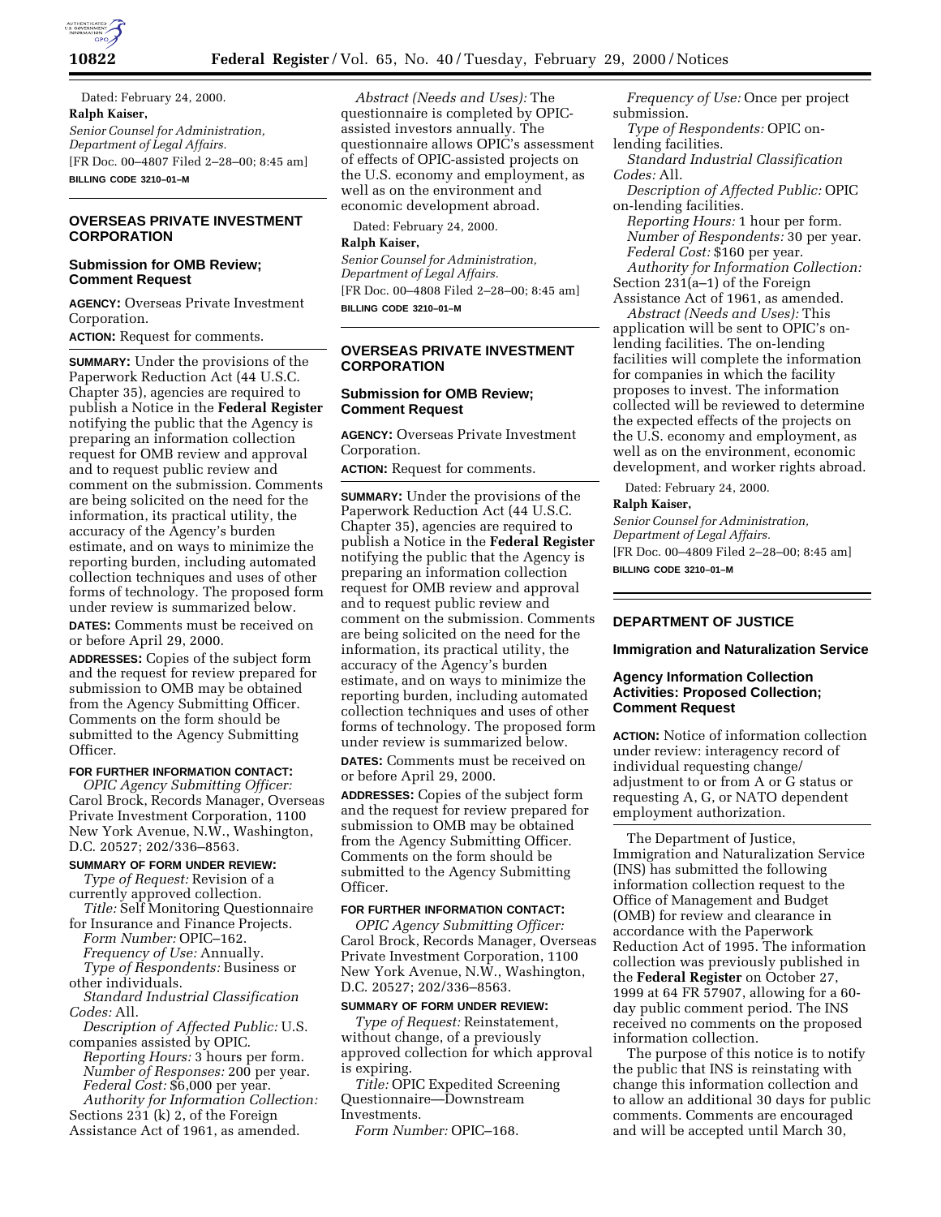Dated: February 24, 2000.

**Ralph Kaiser,**

*Senior Counsel for Administration, Department of Legal Affairs.*

[FR Doc. 00–4807 Filed 2–28–00; 8:45 am]

**BILLING CODE 3210–01–M**

## OVERSEAS PRIVATE INVESTMENT CORPORATION

### Submission for OMB Review; Comment Request

**AGENCY:** Overseas Private Investment Corporation.

**ACTION:** Request for comments.

**SUMMARY:** Under the provisions of the Paperwork Reduction Act (44 U.S.C. Chapter 35), agencies are required to publish a Notice in the **Federal Register** notifying the public that the Agency is preparing an information collection request for OMB review and approval and to request public review and comment on the submission. Comments are being solicited on the need for the information, its practical utility, the accuracy of the Agency's burden estimate, and on ways to minimize the reporting burden, including automated collection techniques and uses of other forms of technology. The proposed form under review is summarized below.

**DATES:** Comments must be received on or before April 29, 2000.

**ADDRESSES:** Copies of the subject form and the request for review prepared for submission to OMB may be obtained from the Agency Submitting Officer. Comments on the form should be submitted to the Agency Submitting Officer.

**FOR FURTHER INFORMATION CONTACT:**

*OPIC Agency Submitting Officer:* Carol Brock, Records Manager, Overseas Private Investment Corporation, 1100 New York Avenue, N.W., Washington, D.C. 20527; 202/336–8563.

**SUMMARY OF FORM UNDER REVIEW:**

*Type of Request:* Revision of a currently approved collection.

*Title:* Self Monitoring Questionnaire for Insurance and Finance Projects.

*Form Number:* OPIC–162.

*Frequency of Use:* Annually.

*Type of Respondents:* Business or other individuals.

*Standard Industrial Classification Codes:* All.

*Description of Affected Public:* U.S. companies assisted by OPIC.

*Reporting Hours:* 3 hours per form.

*Number of Responses:* 200 per year.

*Federal Cost:* $6,000 per year.

*Authority for Information Collection:* Sections 231 (k) 2, of the Foreign Assistance Act of 1961, as amended.

*Abstract (Needs and Uses):* The questionnaire is completed by OPIC-assisted investors annually. The questionnaire allows OPIC's assessment of effects of OPIC-assisted projects on the U.S. economy and employment, as well as on the environment and economic development abroad.

Dated: February 24, 2000.

**Ralph Kaiser,**

*Senior Counsel for Administration, Department of Legal Affairs.*

[FR Doc. 00–4808 Filed 2–28–00; 8:45 am]

**BILLING CODE 3210–01–M**

## OVERSEAS PRIVATE INVESTMENT CORPORATION

### Submission for OMB Review; Comment Request

**AGENCY:** Overseas Private Investment Corporation.

**ACTION:** Request for comments.

**SUMMARY:** Under the provisions of the Paperwork Reduction Act (44 U.S.C. Chapter 35), agencies are required to publish a Notice in the **Federal Register** notifying the public that the Agency is preparing an information collection request for OMB review and approval and to request public review and comment on the submission. Comments are being solicited on the need for the information, its practical utility, the accuracy of the Agency's burden estimate, and on ways to minimize the reporting burden, including automated collection techniques and uses of other forms of technology. The proposed form under review is summarized below.

**DATES:** Comments must be received on or before April 29, 2000.

**ADDRESSES:** Copies of the subject form and the request for review prepared for submission to OMB may be obtained from the Agency Submitting Officer. Comments on the form should be submitted to the Agency Submitting Officer.

**FOR FURTHER INFORMATION CONTACT:**

*OPIC Agency Submitting Officer:* Carol Brock, Records Manager, Overseas Private Investment Corporation, 1100 New York Avenue, N.W., Washington, D.C. 20527; 202/336–8563.

**SUMMARY OF FORM UNDER REVIEW:**

*Type of Request:* Reinstatement, without change, of a previously approved collection for which approval is expiring.

*Title:* OPIC Expedited Screening Questionnaire—Downstream Investments.

*Form Number:* OPIC–168.

*Frequency of Use:* Once per project submission.

*Type of Respondents:* OPIC on-lending facilities.

*Standard Industrial Classification Codes:* All.

*Description of Affected Public:* OPIC on-lending facilities.

*Reporting Hours:* 1 hour per form.

*Number of Respondents:* 30 per year.

*Federal Cost:* $160 per year.

*Authority for Information Collection:* Section 231(a–1) of the Foreign Assistance Act of 1961, as amended.

*Abstract (Needs and Uses):* This application will be sent to OPIC's on-lending facilities. The on-lending facilities will complete the information for companies in which the facility proposes to invest. The information collected will be reviewed to determine the expected effects of the projects on the U.S. economy and employment, as well as on the environment, economic development, and worker rights abroad.

Dated: February 24, 2000.

**Ralph Kaiser,**

*Senior Counsel for Administration, Department of Legal Affairs.*

[FR Doc. 00–4809 Filed 2–28–00; 8:45 am]

**BILLING CODE 3210–01–M**

## DEPARTMENT OF JUSTICE

### Immigration and Naturalization Service

### Agency Information Collection Activities: Proposed Collection; Comment Request

**ACTION:** Notice of information collection under review: interagency record of individual requesting change/adjustment to or from A or G status or requesting A, G, or NATO dependent employment authorization.

The Department of Justice, Immigration and Naturalization Service (INS) has submitted the following information collection request to the Office of Management and Budget (OMB) for review and clearance in accordance with the Paperwork Reduction Act of 1995. The information collection was previously published in the **Federal Register** on October 27, 1999 at 64 FR 57907, allowing for a 60-day public comment period. The INS received no comments on the proposed information collection.

The purpose of this notice is to notify the public that INS is reinstating with change this information collection and to allow an additional 30 days for public comments. Comments are encouraged and will be accepted until March 30,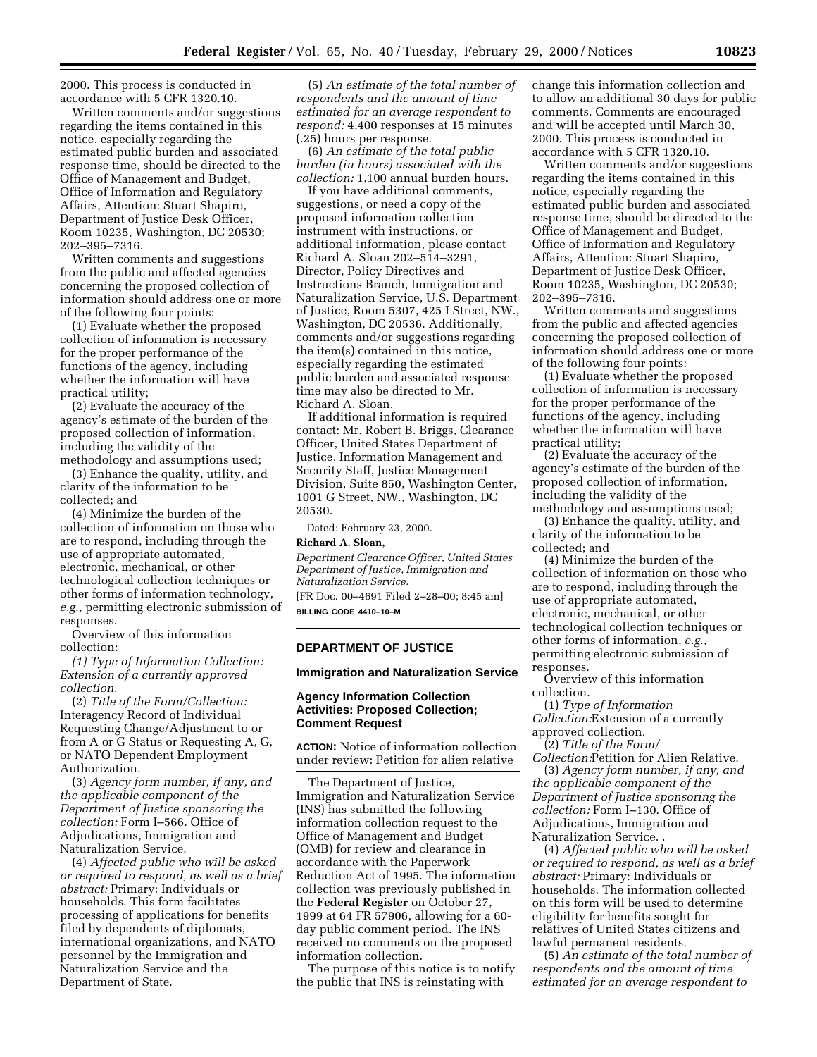2000. This process is conducted in accordance with 5 CFR 1320.10.

Written comments and/or suggestions regarding the items contained in this notice, especially regarding the estimated public burden and associated response time, should be directed to the Office of Management and Budget, Office of Information and Regulatory Affairs, Attention: Stuart Shapiro, Department of Justice Desk Officer, Room 10235, Washington, DC 20530; 202–395–7316.

Written comments and suggestions from the public and affected agencies concerning the proposed collection of information should address one or more of the following four points:

(1) Evaluate whether the proposed collection of information is necessary for the proper performance of the functions of the agency, including whether the information will have practical utility;

(2) Evaluate the accuracy of the agency's estimate of the burden of the proposed collection of information, including the validity of the methodology and assumptions used;

(3) Enhance the quality, utility, and clarity of the information to be collected; and

(4) Minimize the burden of the collection of information on those who are to respond, including through the use of appropriate automated, electronic, mechanical, or other technological collection techniques or other forms of information technology, *e.g.,* permitting electronic submission of responses.

Overview of this information collection:

*(1) Type of Information Collection: Extension of a currently approved collection.*

(2) *Title of the Form/Collection:* Interagency Record of Individual Requesting Change/Adjustment to or from A or G Status or Requesting A, G, or NATO Dependent Employment Authorization.

(3) *Agency form number, if any, and the applicable component of the Department of Justice sponsoring the collection:* Form I–566. Office of Adjudications, Immigration and Naturalization Service.

(4) *Affected public who will be asked or required to respond, as well as a brief abstract:* Primary: Individuals or households. This form facilitates processing of applications for benefits filed by dependents of diplomats, international organizations, and NATO personnel by the Immigration and Naturalization Service and the Department of State.

(5) *An estimate of the total number of respondents and the amount of time estimated for an average respondent to respond:* 4,400 responses at 15 minutes (.25) hours per response.

(6) *An estimate of the total public burden (in hours) associated with the collection:* 1,100 annual burden hours.

If you have additional comments, suggestions, or need a copy of the proposed information collection instrument with instructions, or additional information, please contact Richard A. Sloan 202–514–3291, Director, Policy Directives and Instructions Branch, Immigration and Naturalization Service, U.S. Department of Justice, Room 5307, 425 I Street, NW., Washington, DC 20536. Additionally, comments and/or suggestions regarding the item(s) contained in this notice, especially regarding the estimated public burden and associated response time may also be directed to Mr. Richard A. Sloan.

If additional information is required contact: Mr. Robert B. Briggs, Clearance Officer, United States Department of Justice, Information Management and Security Staff, Justice Management Division, Suite 850, Washington Center, 1001 G Street, NW., Washington, DC 20530.

Dated: February 23, 2000.

**Richard A. Sloan,**

*Department Clearance Officer, United States Department of Justice, Immigration and Naturalization Service.*

[FR Doc. 00–4691 Filed 2–28–00; 8:45 am]

**BILLING CODE 4410–10–M**

## DEPARTMENT OF JUSTICE

### Immigration and Naturalization Service

### Agency Information Collection Activities: Proposed Collection; Comment Request

**ACTION:** Notice of information collection under review: Petition for alien relative

The Department of Justice, Immigration and Naturalization Service (INS) has submitted the following information collection request to the Office of Management and Budget (OMB) for review and clearance in accordance with the Paperwork Reduction Act of 1995. The information collection was previously published in the **Federal Register** on October 27, 1999 at 64 FR 57906, allowing for a 60-day public comment period. The INS received no comments on the proposed information collection.

The purpose of this notice is to notify the public that INS is reinstating with change this information collection and to allow an additional 30 days for public comments. Comments are encouraged and will be accepted until March 30, 2000. This process is conducted in accordance with 5 CFR 1320.10.

Written comments and/or suggestions regarding the items contained in this notice, especially regarding the estimated public burden and associated response time, should be directed to the Office of Management and Budget, Office of Information and Regulatory Affairs, Attention: Stuart Shapiro, Department of Justice Desk Officer, Room 10235, Washington, DC 20530; 202–395–7316.

Written comments and suggestions from the public and affected agencies concerning the proposed collection of information should address one or more of the following four points:

(1) Evaluate whether the proposed collection of information is necessary for the proper performance of the functions of the agency, including whether the information will have practical utility;

(2) Evaluate the accuracy of the agency's estimate of the burden of the proposed collection of information, including the validity of the methodology and assumptions used;

(3) Enhance the quality, utility, and clarity of the information to be collected; and

(4) Minimize the burden of the collection of information on those who are to respond, including through the use of appropriate automated, electronic, mechanical, or other technological collection techniques or other forms of information, *e.g.,* permitting electronic submission of responses.

Overview of this information collection.

(1) *Type of Information Collection:*Extension of a currently approved collection.

(2) *Title of the Form/Collection:*Petition for Alien Relative.

(3) *Agency form number, if any, and the applicable component of the Department of Justice sponsoring the collection:* Form I–130. Office of Adjudications, Immigration and Naturalization Service. .

(4) *Affected public who will be asked or required to respond, as well as a brief abstract:* Primary: Individuals or households. The information collected on this form will be used to determine eligibility for benefits sought for relatives of United States citizens and lawful permanent residents.

(5) *An estimate of the total number of respondents and the amount of time estimated for an average respondent to*